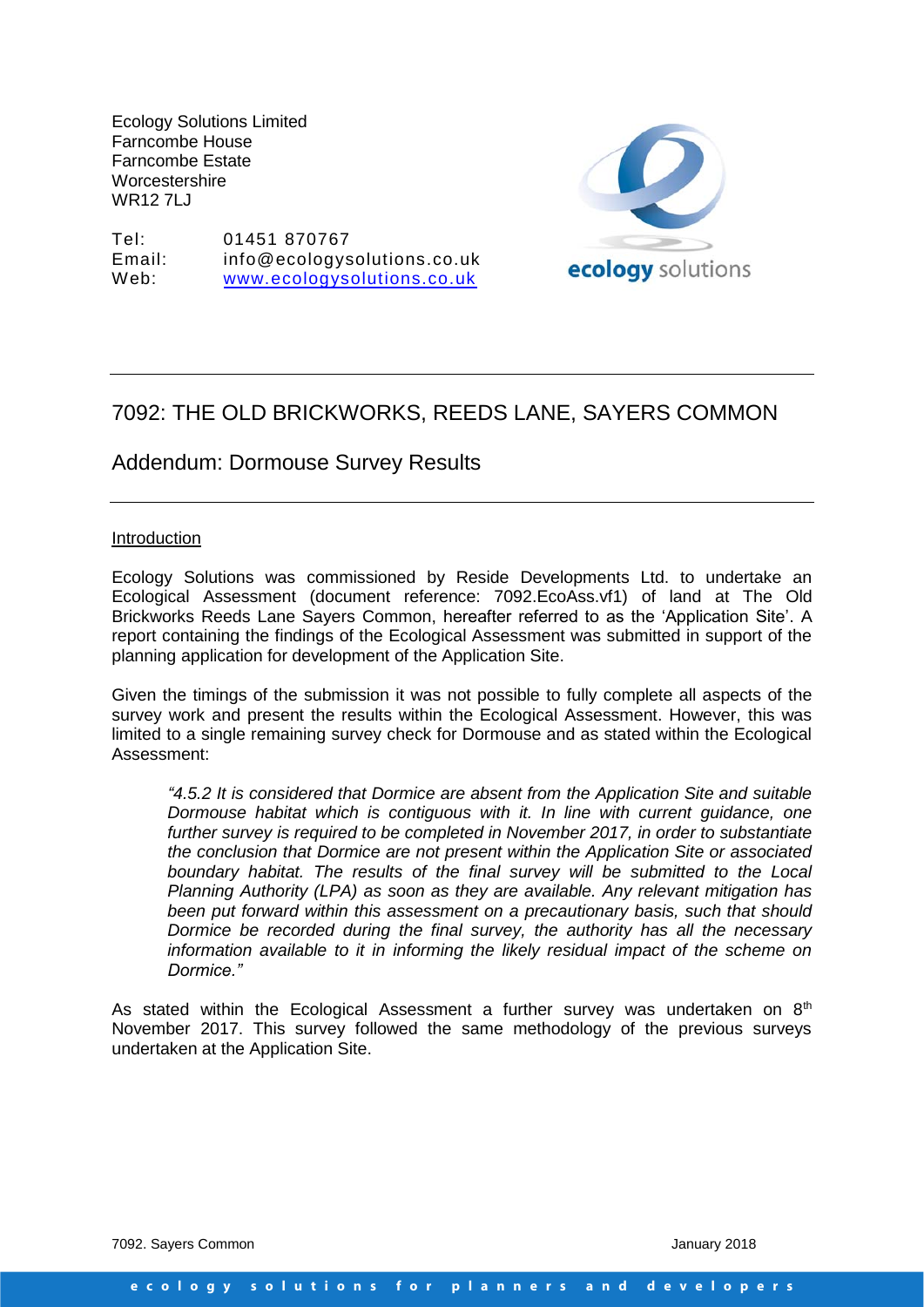Ecology Solutions Limited
Farncombe House
Farncombe Estate
Worcestershire
WR12 7LJ

Tel: 01451 870767
Email: info@ecologysolutions.co.uk
Web: www.ecologysolutions.co.uk

ecology solutions

# 7092: THE OLD BRICKWORKS, REEDS LANE, SAYERS COMMON

## Addendum: Dormouse Survey Results

### Introduction

Ecology Solutions was commissioned by Reside Developments Ltd. to undertake an Ecological Assessment (document reference: 7092.EcoAss.vf1) of land at The Old Brickworks Reeds Lane Sayers Common, hereafter referred to as the 'Application Site'. A report containing the findings of the Ecological Assessment was submitted in support of the planning application for development of the Application Site.

Given the timings of the submission it was not possible to fully complete all aspects of the survey work and present the results within the Ecological Assessment. However, this was limited to a single remaining survey check for Dormouse and as stated within the Ecological Assessment:

> *"4.5.2 It is considered that Dormice are absent from the Application Site and suitable Dormouse habitat which is contiguous with it. In line with current guidance, one further survey is required to be completed in November 2017, in order to substantiate the conclusion that Dormice are not present within the Application Site or associated boundary habitat. The results of the final survey will be submitted to the Local Planning Authority (LPA) as soon as they are available. Any relevant mitigation has been put forward within this assessment on a precautionary basis, such that should Dormice be recorded during the final survey, the authority has all the necessary information available to it in informing the likely residual impact of the scheme on Dormice."*

As stated within the Ecological Assessment a further survey was undertaken on 8th November 2017. This survey followed the same methodology of the previous surveys undertaken at the Application Site.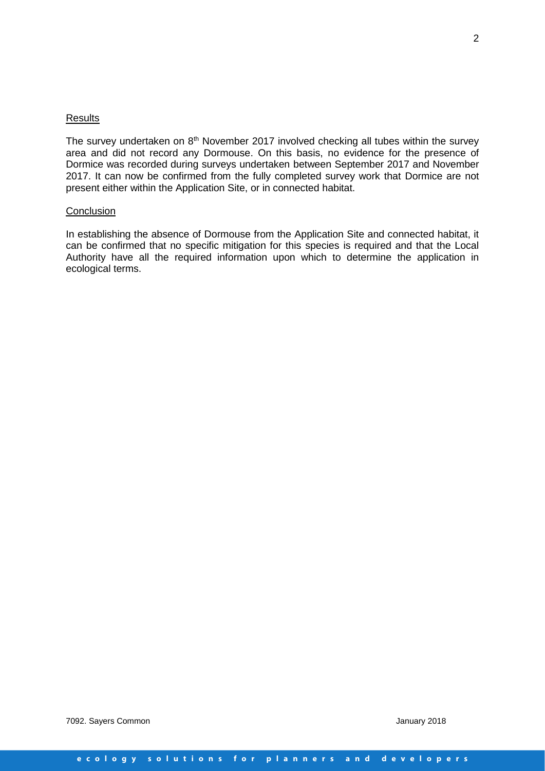Results

The survey undertaken on 8th November 2017 involved checking all tubes within the survey area and did not record any Dormouse. On this basis, no evidence for the presence of Dormice was recorded during surveys undertaken between September 2017 and November 2017. It can now be confirmed from the fully completed survey work that Dormice are not present either within the Application Site, or in connected habitat.

Conclusion

In establishing the absence of Dormouse from the Application Site and connected habitat, it can be confirmed that no specific mitigation for this species is required and that the Local Authority have all the required information upon which to determine the application in ecological terms.